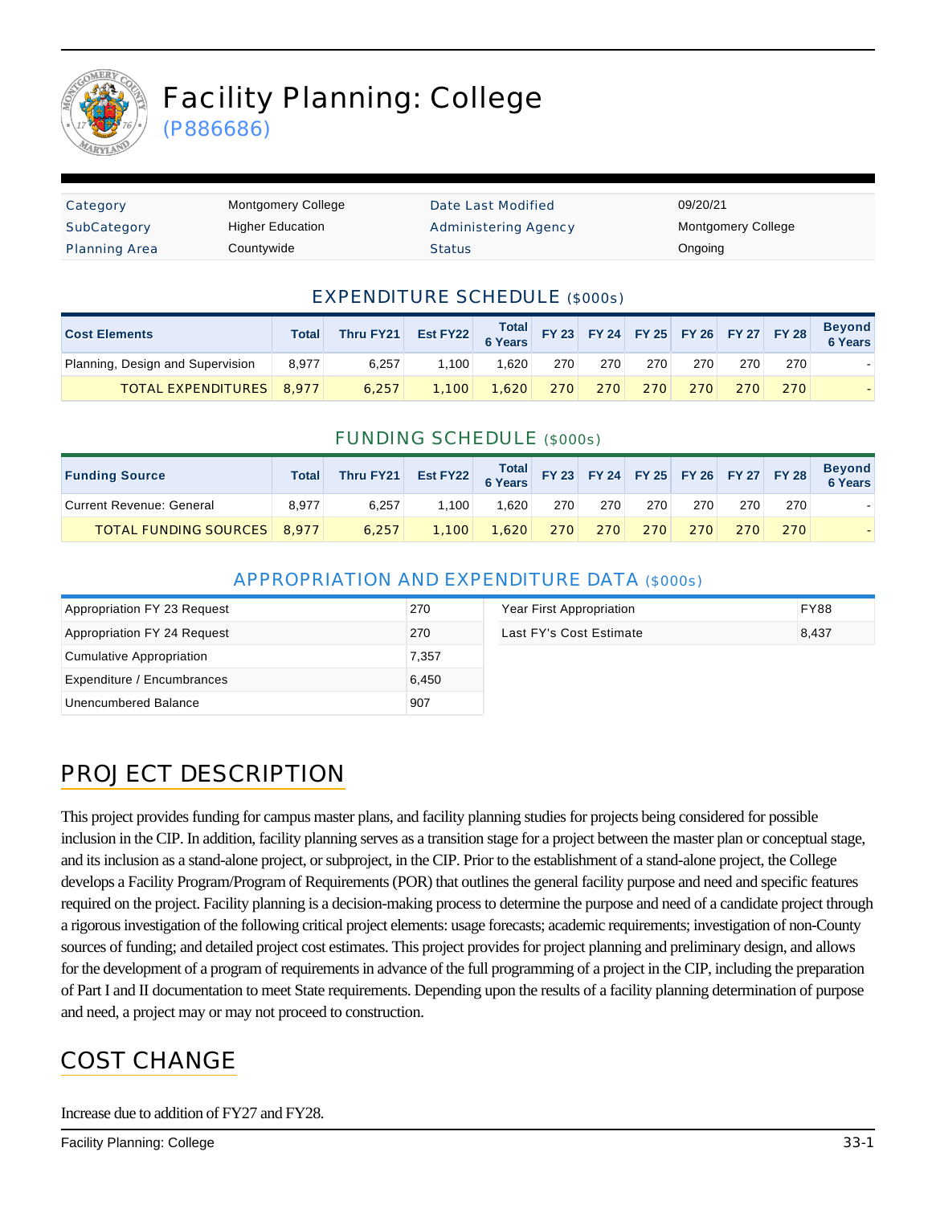# Facility Planning: College

(P886686)

| Category | Montgomery College | Date Last Modified | 09/20/21 |
|---|---|---|---|
| SubCategory | Higher Education | Administering Agency | Montgomery College |
| Planning Area | Countywide | Status | Ongoing |

## EXPENDITURE SCHEDULE ($000s)

| Cost Elements | Total | Thru FY21 | Est FY22 | Total 6 Years | FY 23 | FY 24 | FY 25 | FY 26 | FY 27 | FY 28 | Beyond 6 Years |
|---|---|---|---|---|---|---|---|---|---|---|---|
| Planning, Design and Supervision | 8,977 | 6,257 | 1,100 | 1,620 | 270 | 270 | 270 | 270 | 270 | 270 | - |
| TOTAL EXPENDITURES | 8,977 | 6,257 | 1,100 | 1,620 | 270 | 270 | 270 | 270 | 270 | 270 | - |

## FUNDING SCHEDULE ($000s)

| Funding Source | Total | Thru FY21 | Est FY22 | Total 6 Years | FY 23 | FY 24 | FY 25 | FY 26 | FY 27 | FY 28 | Beyond 6 Years |
|---|---|---|---|---|---|---|---|---|---|---|---|
| Current Revenue: General | 8,977 | 6,257 | 1,100 | 1,620 | 270 | 270 | 270 | 270 | 270 | 270 | - |
| TOTAL FUNDING SOURCES | 8,977 | 6,257 | 1,100 | 1,620 | 270 | 270 | 270 | 270 | 270 | 270 | - |

## APPROPRIATION AND EXPENDITURE DATA ($000s)

| | |
|---|---|
| Appropriation FY 23 Request | 270 |
| Appropriation FY 24 Request | 270 |
| Cumulative Appropriation | 7,357 |
| Expenditure / Encumbrances | 6,450 |
| Unencumbered Balance | 907 |

| | |
|---|---|
| Year First Appropriation | FY88 |
| Last FY's Cost Estimate | 8,437 |

## PROJECT DESCRIPTION

This project provides funding for campus master plans, and facility planning studies for projects being considered for possible inclusion in the CIP. In addition, facility planning serves as a transition stage for a project between the master plan or conceptual stage, and its inclusion as a stand-alone project, or subproject, in the CIP. Prior to the establishment of a stand-alone project, the College develops a Facility Program/Program of Requirements (POR) that outlines the general facility purpose and need and specific features required on the project. Facility planning is a decision-making process to determine the purpose and need of a candidate project through a rigorous investigation of the following critical project elements: usage forecasts; academic requirements; investigation of non-County sources of funding; and detailed project cost estimates. This project provides for project planning and preliminary design, and allows for the development of a program of requirements in advance of the full programming of a project in the CIP, including the preparation of Part I and II documentation to meet State requirements. Depending upon the results of a facility planning determination of purpose and need, a project may or may not proceed to construction.

## COST CHANGE

Increase due to addition of FY27 and FY28.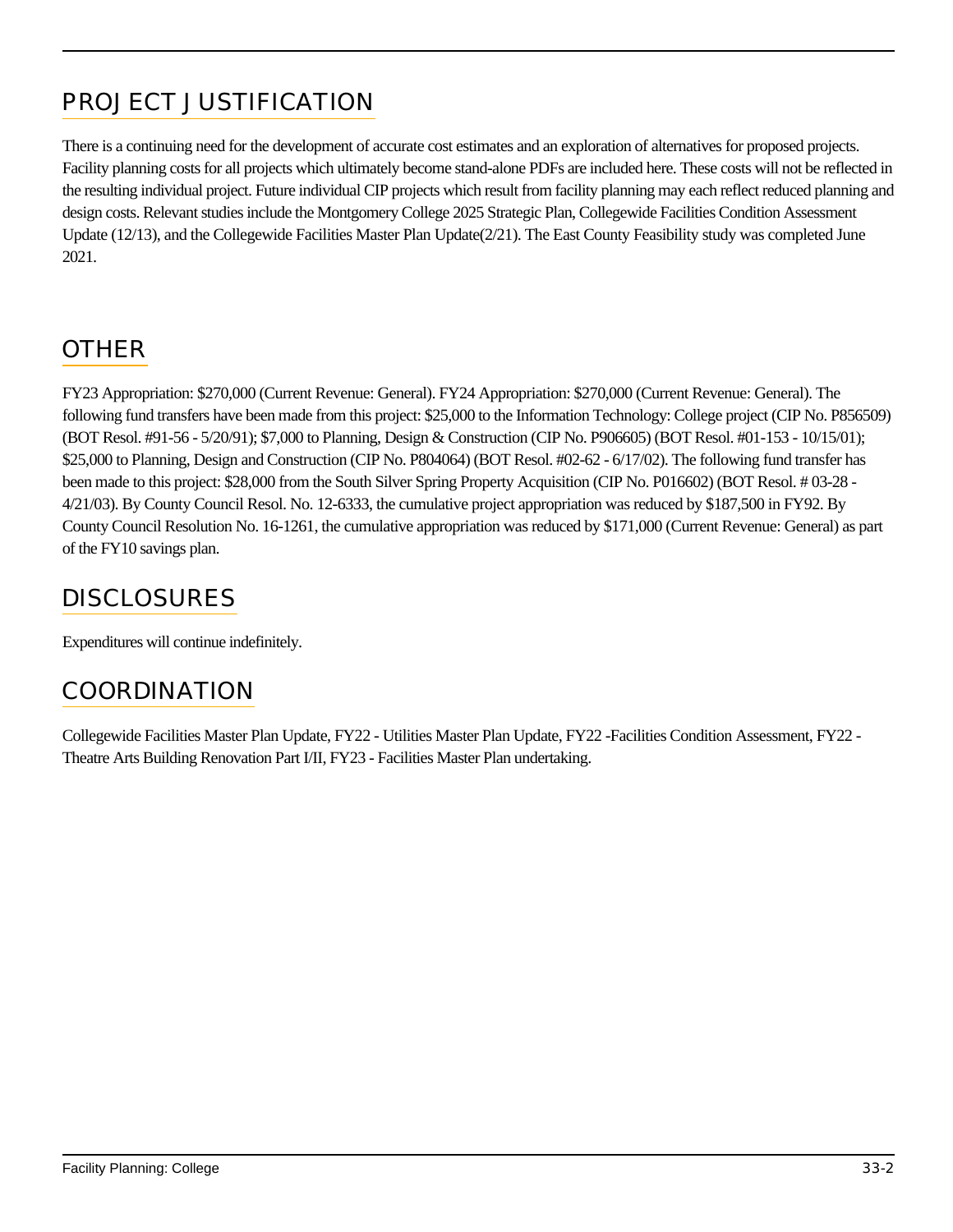## PROJECT JUSTIFICATION

There is a continuing need for the development of accurate cost estimates and an exploration of alternatives for proposed projects. Facility planning costs for all projects which ultimately become stand-alone PDFs are included here. These costs will not be reflected in the resulting individual project. Future individual CIP projects which result from facility planning may each reflect reduced planning and design costs. Relevant studies include the Montgomery College 2025 Strategic Plan, Collegewide Facilities Condition Assessment Update (12/13), and the Collegewide Facilities Master Plan Update(2/21). The East County Feasibility study was completed June 2021.

## OTHER

FY23 Appropriation: $270,000 (Current Revenue: General). FY24 Appropriation: $270,000 (Current Revenue: General). The following fund transfers have been made from this project: $25,000 to the Information Technology: College project (CIP No. P856509) (BOT Resol. #91-56 - 5/20/91); $7,000 to Planning, Design & Construction (CIP No. P906605) (BOT Resol. #01-153 - 10/15/01); $25,000 to Planning, Design and Construction (CIP No. P804064) (BOT Resol. #02-62 - 6/17/02). The following fund transfer has been made to this project: $28,000 from the South Silver Spring Property Acquisition (CIP No. P016602) (BOT Resol. # 03-28 - 4/21/03). By County Council Resol. No. 12-6333, the cumulative project appropriation was reduced by $187,500 in FY92. By County Council Resolution No. 16-1261, the cumulative appropriation was reduced by $171,000 (Current Revenue: General) as part of the FY10 savings plan.

## DISCLOSURES

Expenditures will continue indefinitely.

## COORDINATION

Collegewide Facilities Master Plan Update, FY22 - Utilities Master Plan Update, FY22 -Facilities Condition Assessment, FY22 - Theatre Arts Building Renovation Part I/II, FY23 - Facilities Master Plan undertaking.